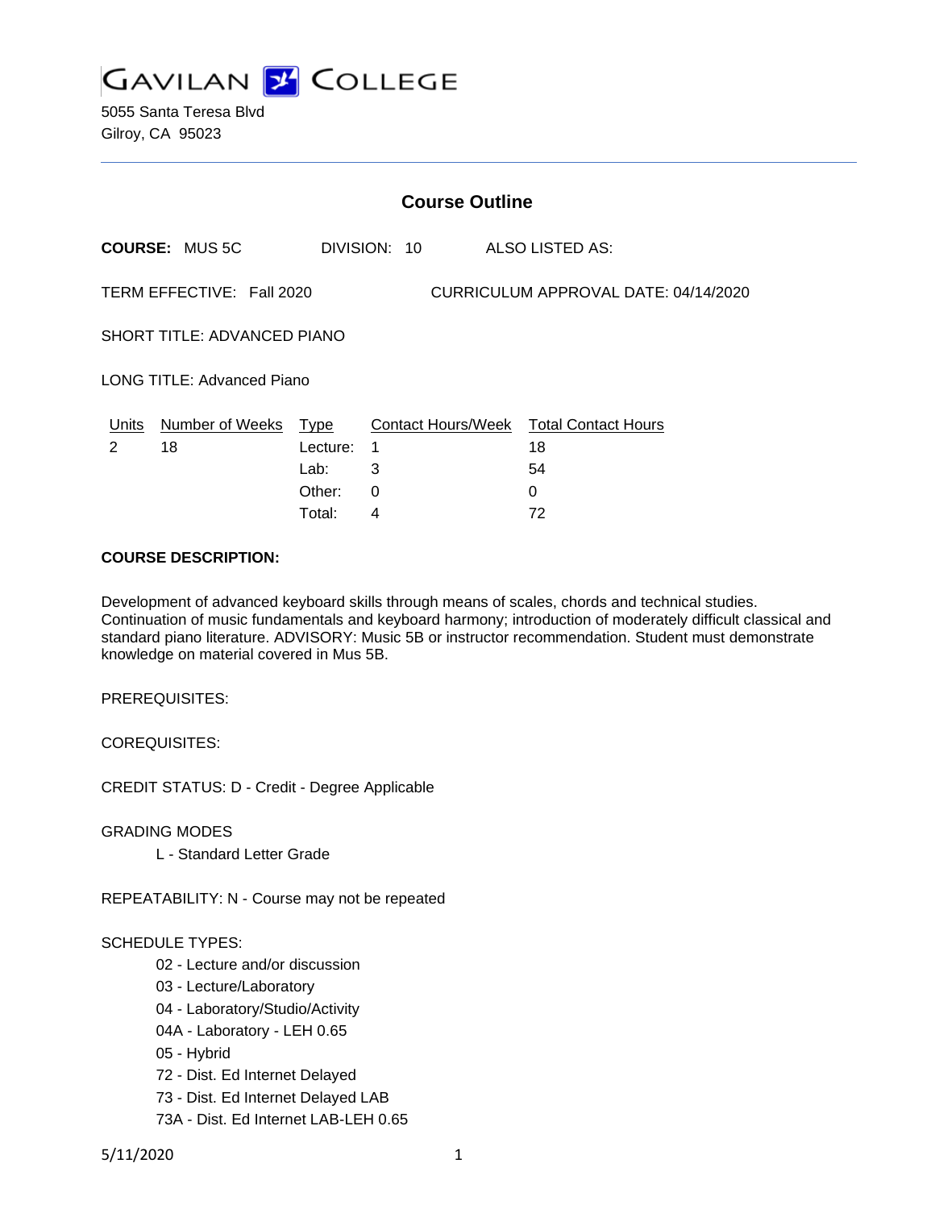# GAVILAN COLLEGE

5055 Santa Teresa Blvd
Gilroy, CA 95023

## Course Outline

**COURSE:** MUS 5C    DIVISION: 10    ALSO LISTED AS:

TERM EFFECTIVE: Fall 2020    CURRICULUM APPROVAL DATE: 04/14/2020

SHORT TITLE: ADVANCED PIANO

LONG TITLE: Advanced Piano

| Units | Number of Weeks | Type | Contact Hours/Week | Total Contact Hours |
|---|---|---|---|---|
| 2 | 18 | Lecture: | 1 | 18 |
| | | Lab: | 3 | 54 |
| | | Other: | 0 | 0 |
| | | Total: | 4 | 72 |

**COURSE DESCRIPTION:**

Development of advanced keyboard skills through means of scales, chords and technical studies. Continuation of music fundamentals and keyboard harmony; introduction of moderately difficult classical and standard piano literature. ADVISORY: Music 5B or instructor recommendation. Student must demonstrate knowledge on material covered in Mus 5B.

PREREQUISITES:

COREQUISITES:

CREDIT STATUS: D - Credit - Degree Applicable

GRADING MODES

- L - Standard Letter Grade

REPEATABILITY: N - Course may not be repeated

SCHEDULE TYPES:

- 02 - Lecture and/or discussion
- 03 - Lecture/Laboratory
- 04 - Laboratory/Studio/Activity
- 04A - Laboratory - LEH 0.65
- 05 - Hybrid
- 72 - Dist. Ed Internet Delayed
- 73 - Dist. Ed Internet Delayed LAB
- 73A - Dist. Ed Internet LAB-LEH 0.65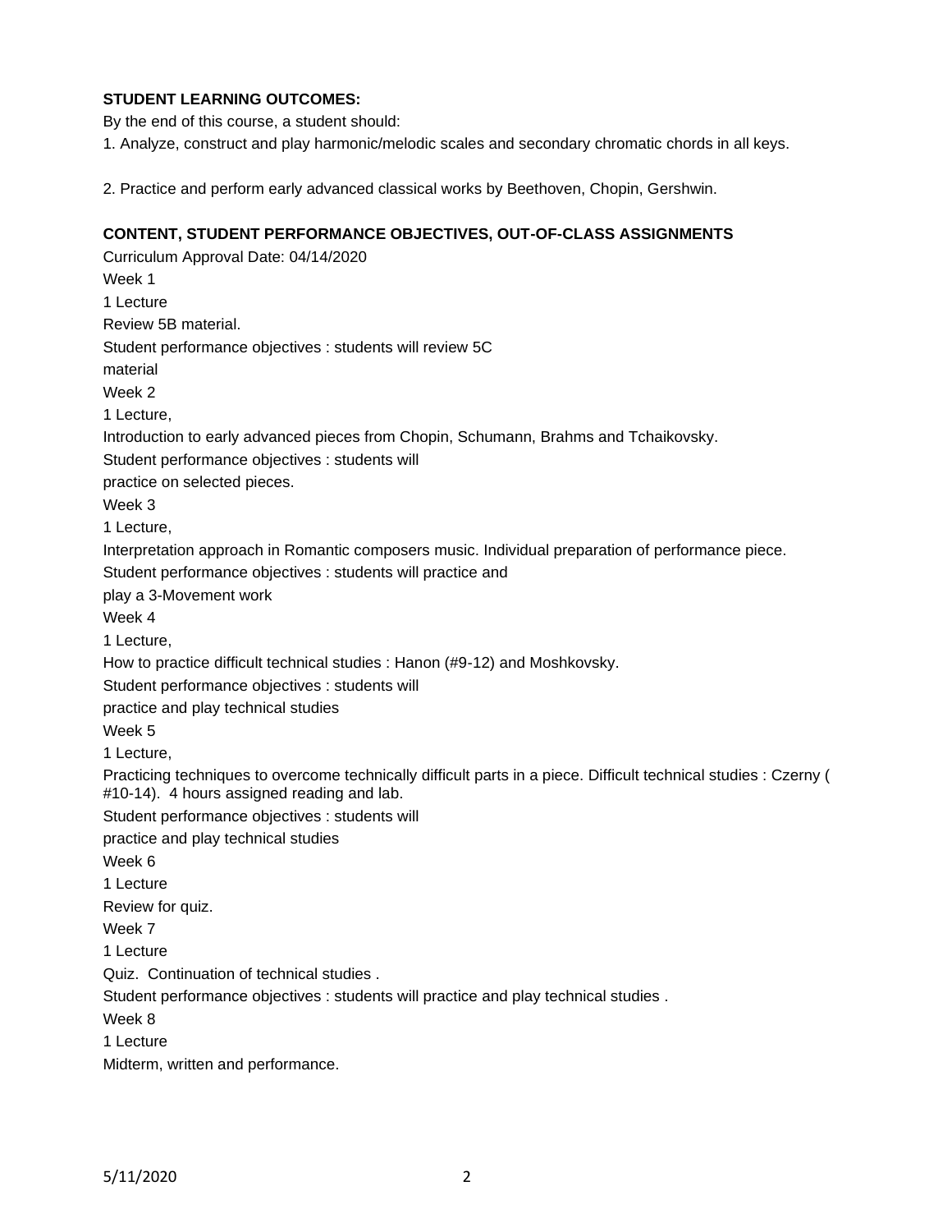**STUDENT LEARNING OUTCOMES:**

By the end of this course, a student should:

1. Analyze, construct and play harmonic/melodic scales and secondary chromatic chords in all keys.

2. Practice and perform early advanced classical works by Beethoven, Chopin, Gershwin.

**CONTENT, STUDENT PERFORMANCE OBJECTIVES, OUT-OF-CLASS ASSIGNMENTS**

Curriculum Approval Date: 04/14/2020

Week 1

1 Lecture

Review 5B material.

Student performance objectives : students will review 5C
material

Week 2

1 Lecture,

Introduction to early advanced pieces from Chopin, Schumann, Brahms and Tchaikovsky.

Student performance objectives : students will
practice on selected pieces.

Week 3

1 Lecture,

Interpretation approach in Romantic composers music. Individual preparation of performance piece.

Student performance objectives : students will practice and
play a 3-Movement work

Week 4

1 Lecture,

How to practice difficult technical studies : Hanon (#9-12) and Moshkovsky.

Student performance objectives : students will
practice and play technical studies

Week 5

1 Lecture,

Practicing techniques to overcome technically difficult parts in a piece. Difficult technical studies : Czerny ( #10-14). 4 hours assigned reading and lab.

Student performance objectives : students will
practice and play technical studies

Week 6

1 Lecture

Review for quiz.

Week 7

1 Lecture

Quiz. Continuation of technical studies .

Student performance objectives : students will practice and play technical studies .

Week 8

1 Lecture

Midterm, written and performance.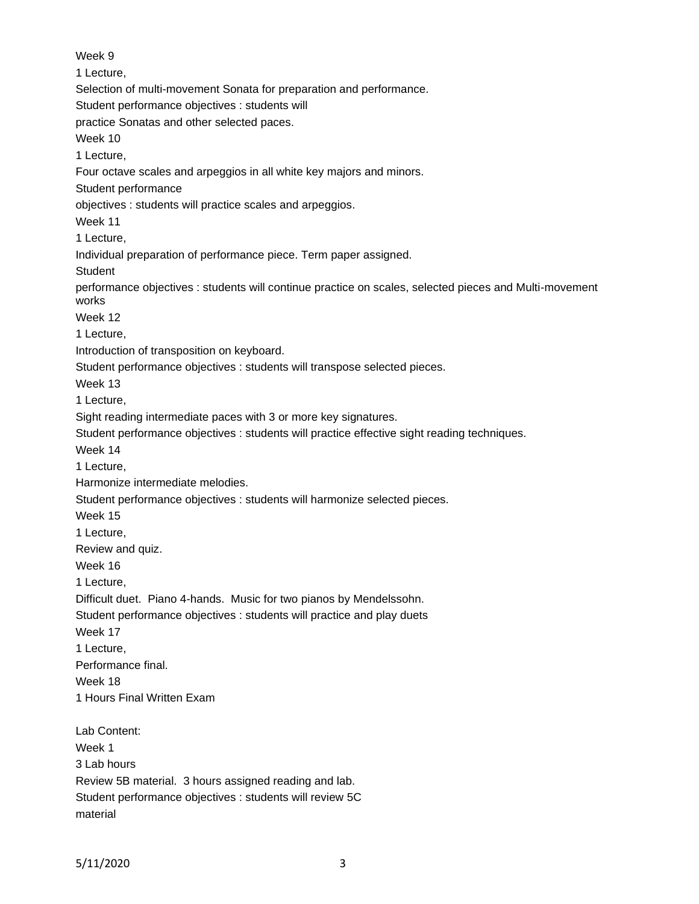Week 9

1 Lecture,

Selection of multi-movement Sonata for preparation and performance.

Student performance objectives : students will
practice Sonatas and other selected paces.

Week 10

1 Lecture,

Four octave scales and arpeggios in all white key majors and minors.

Student performance
objectives : students will practice scales and arpeggios.

Week 11

1 Lecture,

Individual preparation of performance piece. Term paper assigned.

Student
performance objectives : students will continue practice on scales, selected pieces and Multi-movement works

Week 12

1 Lecture,

Introduction of transposition on keyboard.

Student performance objectives : students will transpose selected pieces.

Week 13

1 Lecture,

Sight reading intermediate paces with 3 or more key signatures.

Student performance objectives : students will practice effective sight reading techniques.

Week 14

1 Lecture,

Harmonize intermediate melodies.

Student performance objectives : students will harmonize selected pieces.

Week 15

1 Lecture,

Review and quiz.

Week 16

1 Lecture,

Difficult duet. Piano 4-hands. Music for two pianos by Mendelssohn.

Student performance objectives : students will practice and play duets

Week 17

1 Lecture,

Performance final.

Week 18

1 Hours Final Written Exam

Lab Content:

Week 1

3 Lab hours

Review 5B material. 3 hours assigned reading and lab.

Student performance objectives : students will review 5C
material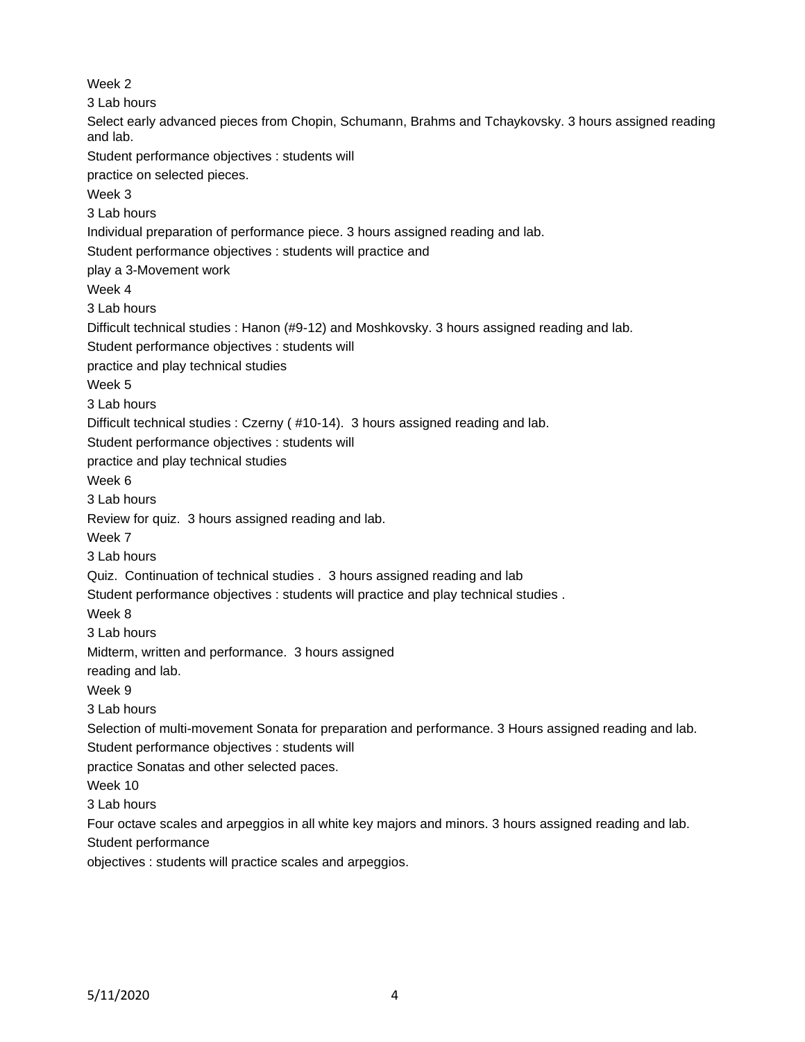Week 2

3 Lab hours

Select early advanced pieces from Chopin, Schumann, Brahms and Tchaykovsky. 3 hours assigned reading and lab.

Student performance objectives : students will practice on selected pieces.

Week 3

3 Lab hours

Individual preparation of performance piece. 3 hours assigned reading and lab.

Student performance objectives : students will practice and play a 3-Movement work

Week 4

3 Lab hours

Difficult technical studies : Hanon (#9-12) and Moshkovsky. 3 hours assigned reading and lab.

Student performance objectives : students will practice and play technical studies

Week 5

3 Lab hours

Difficult technical studies : Czerny ( #10-14). 3 hours assigned reading and lab.

Student performance objectives : students will practice and play technical studies

Week 6

3 Lab hours

Review for quiz. 3 hours assigned reading and lab.

Week 7

3 Lab hours

Quiz. Continuation of technical studies . 3 hours assigned reading and lab

Student performance objectives : students will practice and play technical studies .

Week 8

3 Lab hours

Midterm, written and performance. 3 hours assigned reading and lab.

Week 9

3 Lab hours

Selection of multi-movement Sonata for preparation and performance. 3 Hours assigned reading and lab.

Student performance objectives : students will practice Sonatas and other selected paces.

Week 10

3 Lab hours

Four octave scales and arpeggios in all white key majors and minors. 3 hours assigned reading and lab.

Student performance objectives : students will practice scales and arpeggios.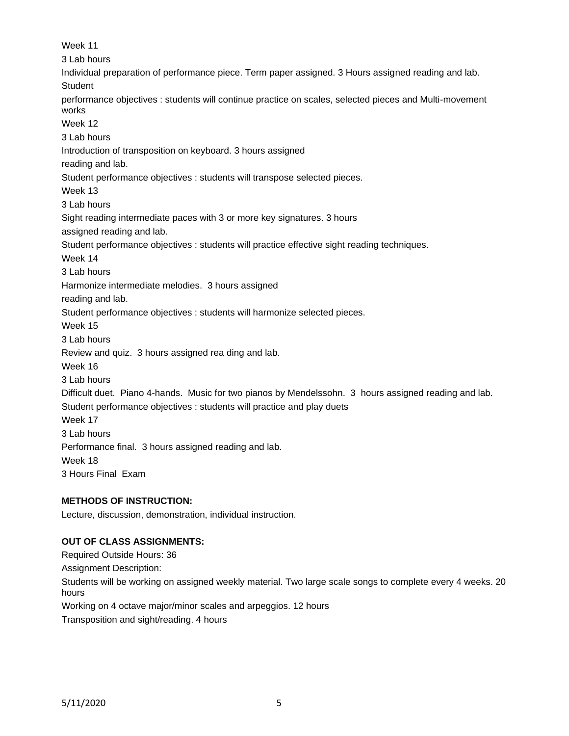Week 11

3 Lab hours

Individual preparation of performance piece. Term paper assigned. 3 Hours assigned reading and lab.

Student

performance objectives : students will continue practice on scales, selected pieces and Multi-movement works

Week 12

3 Lab hours

Introduction of transposition on keyboard. 3 hours assigned

reading and lab.

Student performance objectives : students will transpose selected pieces.

Week 13

3 Lab hours

Sight reading intermediate paces with 3 or more key signatures. 3 hours

assigned reading and lab.

Student performance objectives : students will practice effective sight reading techniques.

Week 14

3 Lab hours

Harmonize intermediate melodies. 3 hours assigned

reading and lab.

Student performance objectives : students will harmonize selected pieces.

Week 15

3 Lab hours

Review and quiz. 3 hours assigned rea ding and lab.

Week 16

3 Lab hours

Difficult duet. Piano 4-hands. Music for two pianos by Mendelssohn. 3 hours assigned reading and lab.

Student performance objectives : students will practice and play duets

Week 17

3 Lab hours

Performance final. 3 hours assigned reading and lab.

Week 18

3 Hours Final Exam

**METHODS OF INSTRUCTION:**

Lecture, discussion, demonstration, individual instruction.

**OUT OF CLASS ASSIGNMENTS:**

Required Outside Hours: 36

Assignment Description:

Students will be working on assigned weekly material. Two large scale songs to complete every 4 weeks. 20 hours

Working on 4 octave major/minor scales and arpeggios. 12 hours

Transposition and sight/reading. 4 hours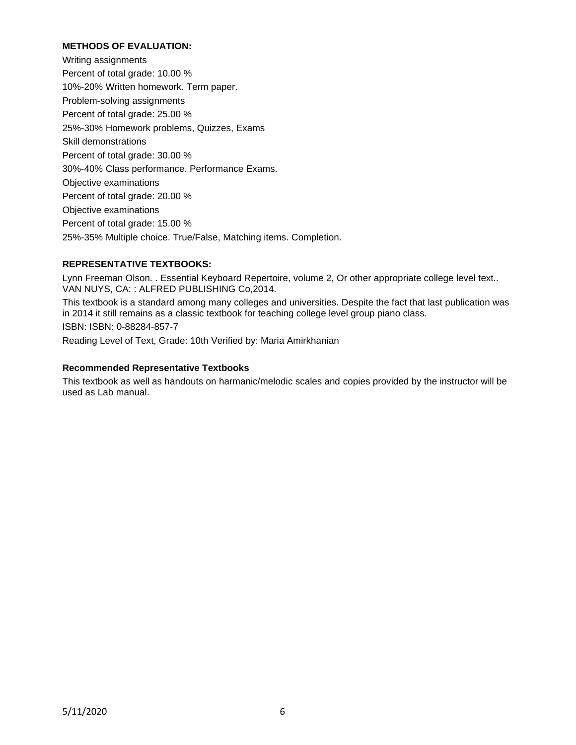**METHODS OF EVALUATION:**

Writing assignments

Percent of total grade: 10.00 %

10%-20% Written homework. Term paper.

Problem-solving assignments

Percent of total grade: 25.00 %

25%-30% Homework problems, Quizzes, Exams

Skill demonstrations

Percent of total grade: 30.00 %

30%-40% Class performance. Performance Exams.

Objective examinations

Percent of total grade: 20.00 %

Objective examinations

Percent of total grade: 15.00 %

25%-35% Multiple choice. True/False, Matching items. Completion.

**REPRESENTATIVE TEXTBOOKS:**

Lynn Freeman Olson. . Essential Keyboard Repertoire, volume 2, Or other appropriate college level text.. VAN NUYS, CA: : ALFRED PUBLISHING Co,2014.

This textbook is a standard among many colleges and universities. Despite the fact that last publication was in 2014 it still remains as a classic textbook for teaching college level group piano class.

ISBN: ISBN: 0-88284-857-7

Reading Level of Text, Grade: 10th Verified by: Maria Amirkhanian

**Recommended Representative Textbooks**

This textbook as well as handouts on harmanic/melodic scales and copies provided by the instructor will be used as Lab manual.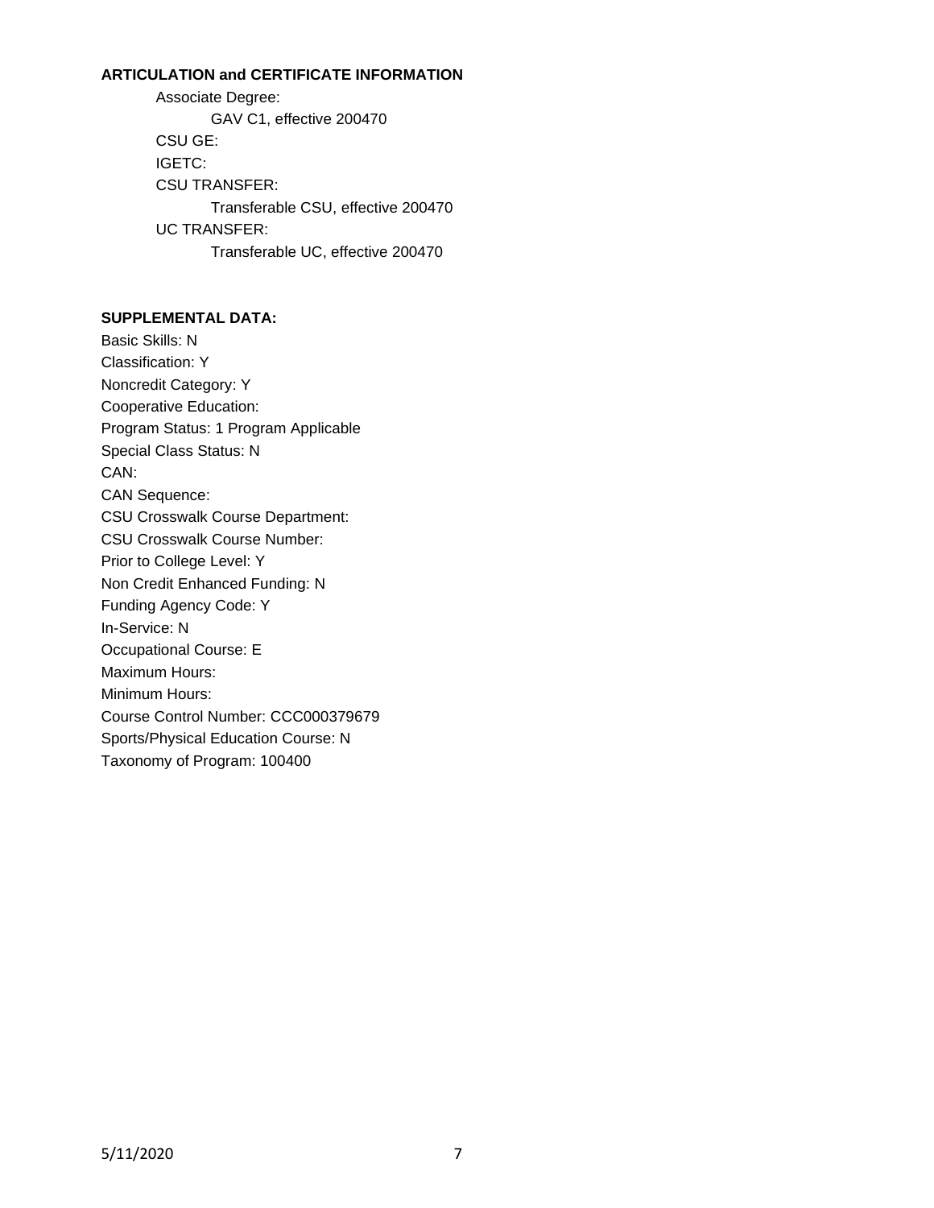**ARTICULATION and CERTIFICATE INFORMATION**

Associate Degree:

GAV C1, effective 200470

CSU GE:

IGETC:

CSU TRANSFER:

Transferable CSU, effective 200470

UC TRANSFER:

Transferable UC, effective 200470

**SUPPLEMENTAL DATA:**

Basic Skills: N
Classification: Y
Noncredit Category: Y
Cooperative Education:
Program Status: 1 Program Applicable
Special Class Status: N
CAN:
CAN Sequence:
CSU Crosswalk Course Department:
CSU Crosswalk Course Number:
Prior to College Level: Y
Non Credit Enhanced Funding: N
Funding Agency Code: Y
In-Service: N
Occupational Course: E
Maximum Hours:
Minimum Hours:
Course Control Number: CCC000379679
Sports/Physical Education Course: N
Taxonomy of Program: 100400